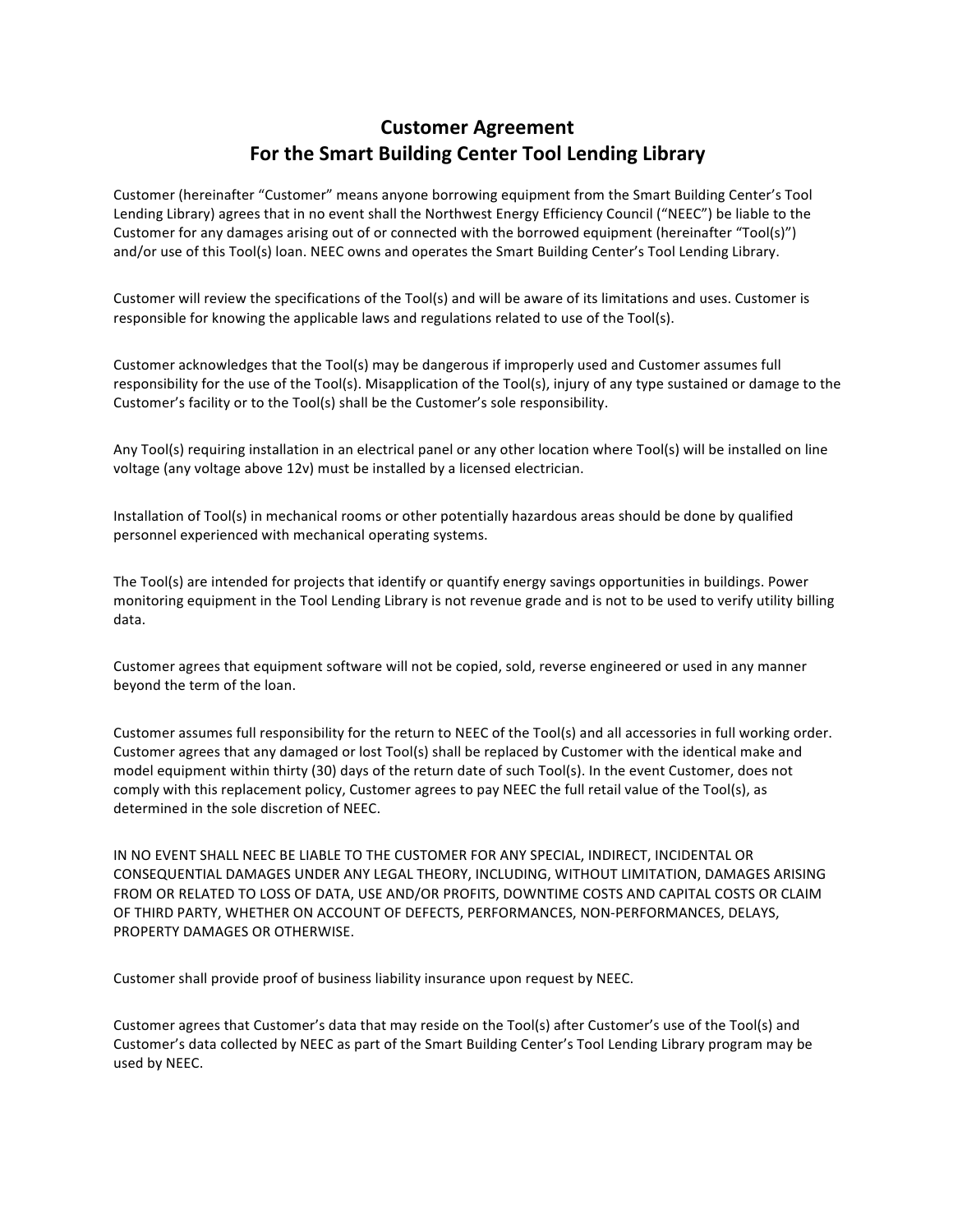# Customer Agreement
# For the Smart Building Center Tool Lending Library

Customer (hereinafter "Customer" means anyone borrowing equipment from the Smart Building Center's Tool Lending Library) agrees that in no event shall the Northwest Energy Efficiency Council ("NEEC") be liable to the Customer for any damages arising out of or connected with the borrowed equipment (hereinafter "Tool(s)") and/or use of this Tool(s) loan. NEEC owns and operates the Smart Building Center's Tool Lending Library.

Customer will review the specifications of the Tool(s) and will be aware of its limitations and uses. Customer is responsible for knowing the applicable laws and regulations related to use of the Tool(s).

Customer acknowledges that the Tool(s) may be dangerous if improperly used and Customer assumes full responsibility for the use of the Tool(s). Misapplication of the Tool(s), injury of any type sustained or damage to the Customer's facility or to the Tool(s) shall be the Customer's sole responsibility.

Any Tool(s) requiring installation in an electrical panel or any other location where Tool(s) will be installed on line voltage (any voltage above 12v) must be installed by a licensed electrician.

Installation of Tool(s) in mechanical rooms or other potentially hazardous areas should be done by qualified personnel experienced with mechanical operating systems.

The Tool(s) are intended for projects that identify or quantify energy savings opportunities in buildings. Power monitoring equipment in the Tool Lending Library is not revenue grade and is not to be used to verify utility billing data.

Customer agrees that equipment software will not be copied, sold, reverse engineered or used in any manner beyond the term of the loan.

Customer assumes full responsibility for the return to NEEC of the Tool(s) and all accessories in full working order. Customer agrees that any damaged or lost Tool(s) shall be replaced by Customer with the identical make and model equipment within thirty (30) days of the return date of such Tool(s). In the event Customer, does not comply with this replacement policy, Customer agrees to pay NEEC the full retail value of the Tool(s), as determined in the sole discretion of NEEC.

IN NO EVENT SHALL NEEC BE LIABLE TO THE CUSTOMER FOR ANY SPECIAL, INDIRECT, INCIDENTAL OR CONSEQUENTIAL DAMAGES UNDER ANY LEGAL THEORY, INCLUDING, WITHOUT LIMITATION, DAMAGES ARISING FROM OR RELATED TO LOSS OF DATA, USE AND/OR PROFITS, DOWNTIME COSTS AND CAPITAL COSTS OR CLAIM OF THIRD PARTY, WHETHER ON ACCOUNT OF DEFECTS, PERFORMANCES, NON-PERFORMANCES, DELAYS, PROPERTY DAMAGES OR OTHERWISE.

Customer shall provide proof of business liability insurance upon request by NEEC.

Customer agrees that Customer's data that may reside on the Tool(s) after Customer's use of the Tool(s) and Customer's data collected by NEEC as part of the Smart Building Center's Tool Lending Library program may be used by NEEC.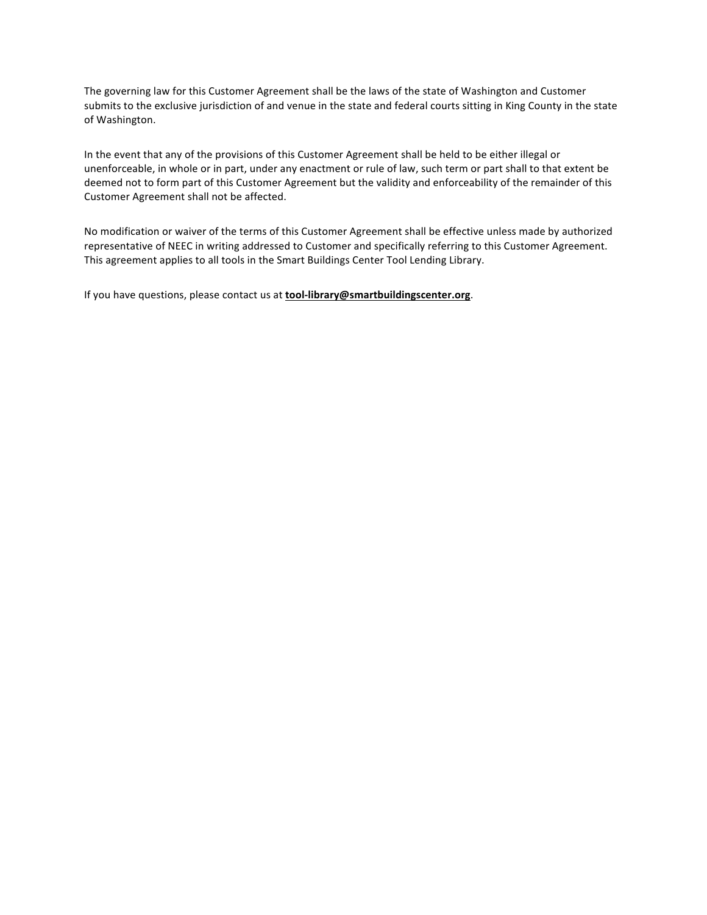The governing law for this Customer Agreement shall be the laws of the state of Washington and Customer submits to the exclusive jurisdiction of and venue in the state and federal courts sitting in King County in the state of Washington.

In the event that any of the provisions of this Customer Agreement shall be held to be either illegal or unenforceable, in whole or in part, under any enactment or rule of law, such term or part shall to that extent be deemed not to form part of this Customer Agreement but the validity and enforceability of the remainder of this Customer Agreement shall not be affected.

No modification or waiver of the terms of this Customer Agreement shall be effective unless made by authorized representative of NEEC in writing addressed to Customer and specifically referring to this Customer Agreement. This agreement applies to all tools in the Smart Buildings Center Tool Lending Library.

If you have questions, please contact us at **tool-library@smartbuildingscenter.org**.